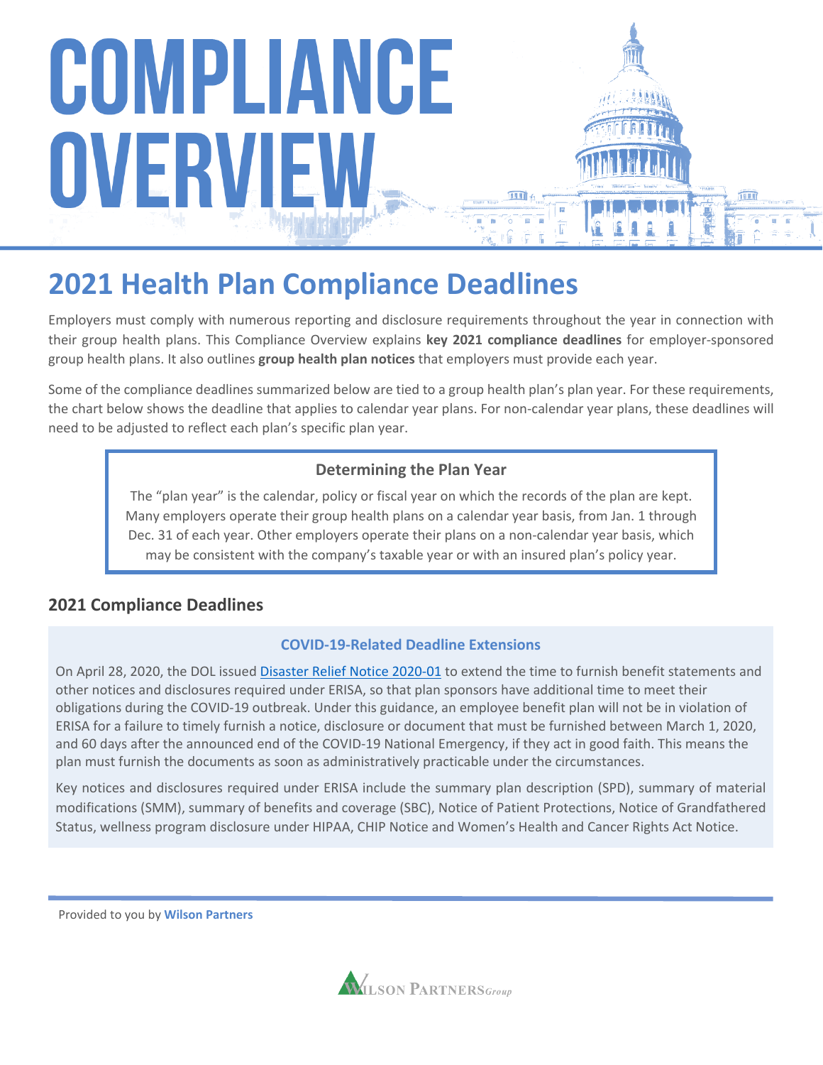# COMPLIANCE OVERVIEW

## 2021 Health Plan Compliance Deadlines

Employers must comply with numerous reporting and disclosure requirements throughout the year in connection with their group health plans. This Compliance Overview explains **key 2021 compliance deadlines** for employer-sponsored group health plans. It also outlines **group health plan notices** that employers must provide each year.

Some of the compliance deadlines summarized below are tied to a group health plan's plan year. For these requirements, the chart below shows the deadline that applies to calendar year plans. For non-calendar year plans, these deadlines will need to be adjusted to reflect each plan's specific plan year.

**Determining the Plan Year**

The "plan year" is the calendar, policy or fiscal year on which the records of the plan are kept. Many employers operate their group health plans on a calendar year basis, from Jan. 1 through Dec. 31 of each year. Other employers operate their plans on a non-calendar year basis, which may be consistent with the company's taxable year or with an insured plan's policy year.

### 2021 Compliance Deadlines

**COVID-19-Related Deadline Extensions**

On April 28, 2020, the DOL issued Disaster Relief Notice 2020-01 to extend the time to furnish benefit statements and other notices and disclosures required under ERISA, so that plan sponsors have additional time to meet their obligations during the COVID-19 outbreak. Under this guidance, an employee benefit plan will not be in violation of ERISA for a failure to timely furnish a notice, disclosure or document that must be furnished between March 1, 2020, and 60 days after the announced end of the COVID-19 National Emergency, if they act in good faith. This means the plan must furnish the documents as soon as administratively practicable under the circumstances.

Key notices and disclosures required under ERISA include the summary plan description (SPD), summary of material modifications (SMM), summary of benefits and coverage (SBC), Notice of Patient Protections, Notice of Grandfathered Status, wellness program disclosure under HIPAA, CHIP Notice and Women's Health and Cancer Rights Act Notice.

Provided to you by **Wilson Partners**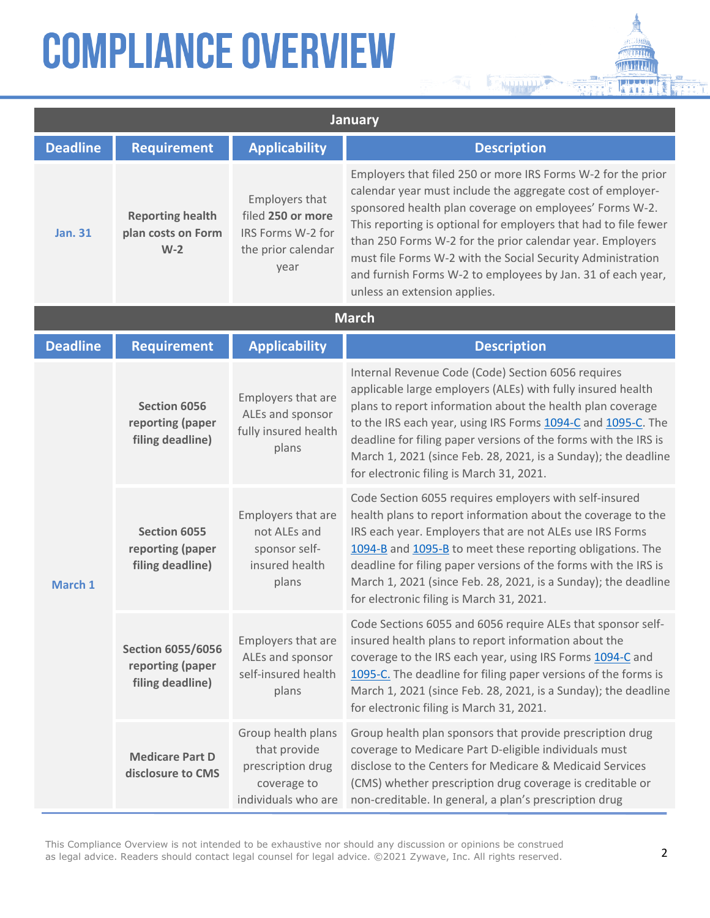# COMPLIANCE OVERVIEW

| January | | | |
|---|---|---|---|
| **Deadline** | **Requirement** | **Applicability** | **Description** |
| **Jan. 31** | **Reporting health plan costs on Form W-2** | Employers that filed **250 or more** IRS Forms W-2 for the prior calendar year | Employers that filed 250 or more IRS Forms W-2 for the prior calendar year must include the aggregate cost of employer-sponsored health plan coverage on employees' Forms W-2. This reporting is optional for employers that had to file fewer than 250 Forms W-2 for the prior calendar year. Employers must file Forms W-2 with the Social Security Administration and furnish Forms W-2 to employees by Jan. 31 of each year, unless an extension applies. |

| March | | | |
|---|---|---|---|
| **Deadline** | **Requirement** | **Applicability** | **Description** |
| **March 1** | **Section 6056 reporting (paper filing deadline)** | Employers that are ALEs and sponsor fully insured health plans | Internal Revenue Code (Code) Section 6056 requires applicable large employers (ALEs) with fully insured health plans to report information about the health plan coverage to the IRS each year, using IRS Forms 1094-C and 1095-C. The deadline for filing paper versions of the forms with the IRS is March 1, 2021 (since Feb. 28, 2021, is a Sunday); the deadline for electronic filing is March 31, 2021. |
| | **Section 6055 reporting (paper filing deadline)** | Employers that are not ALEs and sponsor self-insured health plans | Code Section 6055 requires employers with self-insured health plans to report information about the coverage to the IRS each year. Employers that are not ALEs use IRS Forms 1094-B and 1095-B to meet these reporting obligations. The deadline for filing paper versions of the forms with the IRS is March 1, 2021 (since Feb. 28, 2021, is a Sunday); the deadline for electronic filing is March 31, 2021. |
| | **Section 6055/6056 reporting (paper filing deadline)** | Employers that are ALEs and sponsor self-insured health plans | Code Sections 6055 and 6056 require ALEs that sponsor self-insured health plans to report information about the coverage to the IRS each year, using IRS Forms 1094-C and 1095-C. The deadline for filing paper versions of the forms is March 1, 2021 (since Feb. 28, 2021, is a Sunday); the deadline for electronic filing is March 31, 2021. |
| | **Medicare Part D disclosure to CMS** | Group health plans that provide prescription drug coverage to individuals who are | Group health plan sponsors that provide prescription drug coverage to Medicare Part D-eligible individuals must disclose to the Centers for Medicare & Medicaid Services (CMS) whether prescription drug coverage is creditable or non-creditable. In general, a plan's prescription drug |

This Compliance Overview is not intended to be exhaustive nor should any discussion or opinions be construed as legal advice. Readers should contact legal counsel for legal advice. ©2021 Zywave, Inc. All rights reserved.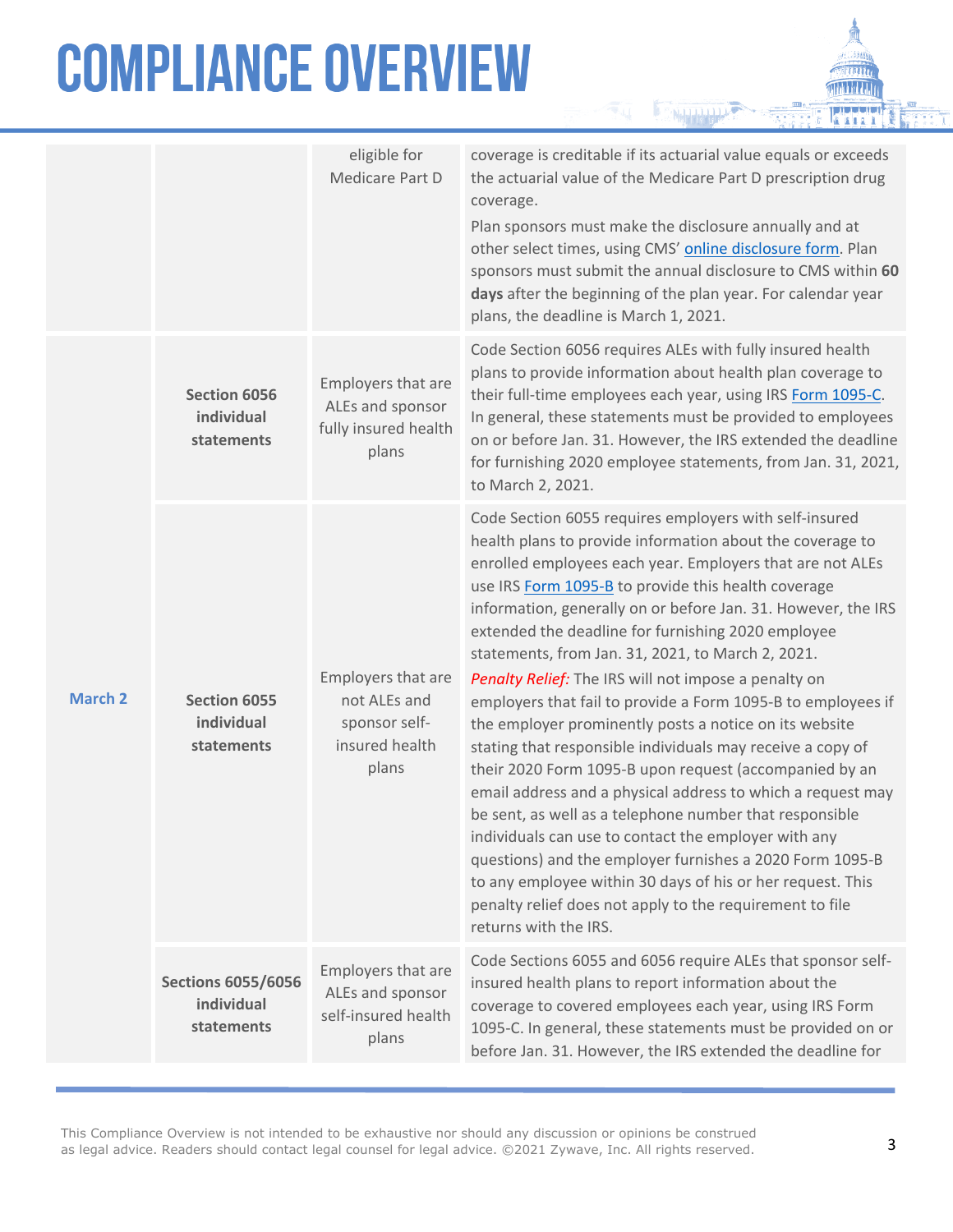| | | | |
|---|---|---|---|
| | | eligible for Medicare Part D | coverage is creditable if its actuarial value equals or exceeds the actuarial value of the Medicare Part D prescription drug coverage.<br>Plan sponsors must make the disclosure annually and at other select times, using CMS' online disclosure form. Plan sponsors must submit the annual disclosure to CMS within **60 days** after the beginning of the plan year. For calendar year plans, the deadline is March 1, 2021. |
| **March 2** | **Section 6056 individual statements** | Employers that are ALEs and sponsor fully insured health plans | Code Section 6056 requires ALEs with fully insured health plans to provide information about health plan coverage to their full-time employees each year, using IRS Form 1095-C. In general, these statements must be provided to employees on or before Jan. 31. However, the IRS extended the deadline for furnishing 2020 employee statements, from Jan. 31, 2021, to March 2, 2021. |
| | **Section 6055 individual statements** | Employers that are not ALEs and sponsor self-insured health plans | Code Section 6055 requires employers with self-insured health plans to provide information about the coverage to enrolled employees each year. Employers that are not ALEs use IRS Form 1095-B to provide this health coverage information, generally on or before Jan. 31. However, the IRS extended the deadline for furnishing 2020 employee statements, from Jan. 31, 2021, to March 2, 2021.<br>*Penalty Relief:* The IRS will not impose a penalty on employers that fail to provide a Form 1095-B to employees if the employer prominently posts a notice on its website stating that responsible individuals may receive a copy of their 2020 Form 1095-B upon request (accompanied by an email address and a physical address to which a request may be sent, as well as a telephone number that responsible individuals can use to contact the employer with any questions) and the employer furnishes a 2020 Form 1095-B to any employee within 30 days of his or her request. This penalty relief does not apply to the requirement to file returns with the IRS. |
| | **Sections 6055/6056 individual statements** | Employers that are ALEs and sponsor self-insured health plans | Code Sections 6055 and 6056 require ALEs that sponsor self-insured health plans to report information about the coverage to covered employees each year, using IRS Form 1095-C. In general, these statements must be provided on or before Jan. 31. However, the IRS extended the deadline for |

This Compliance Overview is not intended to be exhaustive nor should any discussion or opinions be construed as legal advice. Readers should contact legal counsel for legal advice. ©2021 Zywave, Inc. All rights reserved.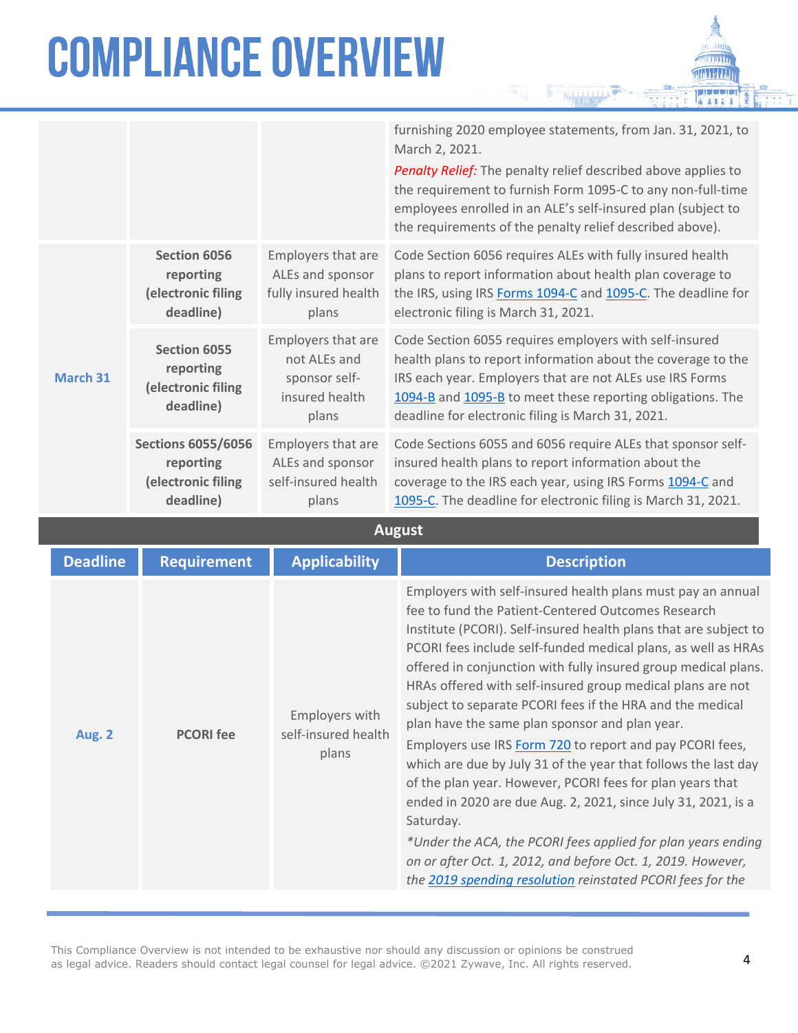| Deadline | Requirement | Applicability | Description |
|---|---|---|---|
| | | | furnishing 2020 employee statements, from Jan. 31, 2021, to March 2, 2021. *Penalty Relief:* The penalty relief described above applies to the requirement to furnish Form 1095-C to any non-full-time employees enrolled in an ALE's self-insured plan (subject to the requirements of the penalty relief described above). |
| **March 31** | **Section 6056 reporting (electronic filing deadline)** | Employers that are ALEs and sponsor fully insured health plans | Code Section 6056 requires ALEs with fully insured health plans to report information about health plan coverage to the IRS, using IRS Forms 1094-C and 1095-C. The deadline for electronic filing is March 31, 2021. |
| | **Section 6055 reporting (electronic filing deadline)** | Employers that are not ALEs and sponsor self-insured health plans | Code Section 6055 requires employers with self-insured health plans to report information about the coverage to the IRS each year. Employers that are not ALEs use IRS Forms 1094-B and 1095-B to meet these reporting obligations. The deadline for electronic filing is March 31, 2021. |
| | **Sections 6055/6056 reporting (electronic filing deadline)** | Employers that are ALEs and sponsor self-insured health plans | Code Sections 6055 and 6056 require ALEs that sponsor self-insured health plans to report information about the coverage to the IRS each year, using IRS Forms 1094-C and 1095-C. The deadline for electronic filing is March 31, 2021. |

**August**

| Deadline | Requirement | Applicability | Description |
|---|---|---|---|
| **Aug. 2** | **PCORI fee** | Employers with self-insured health plans | Employers with self-insured health plans must pay an annual fee to fund the Patient-Centered Outcomes Research Institute (PCORI). Self-insured health plans that are subject to PCORI fees include self-funded medical plans, as well as HRAs offered in conjunction with fully insured group medical plans. HRAs offered with self-insured group medical plans are not subject to separate PCORI fees if the HRA and the medical plan have the same plan sponsor and plan year. Employers use IRS Form 720 to report and pay PCORI fees, which are due by July 31 of the year that follows the last day of the plan year. However, PCORI fees for plan years that ended in 2020 are due Aug. 2, 2021, since July 31, 2021, is a Saturday. **Under the ACA, the PCORI fees applied for plan years ending on or after Oct. 1, 2012, and before Oct. 1, 2019. However, the 2019 spending resolution reinstated PCORI fees for the* |

This Compliance Overview is not intended to be exhaustive nor should any discussion or opinions be construed as legal advice. Readers should contact legal counsel for legal advice. ©2021 Zywave, Inc. All rights reserved.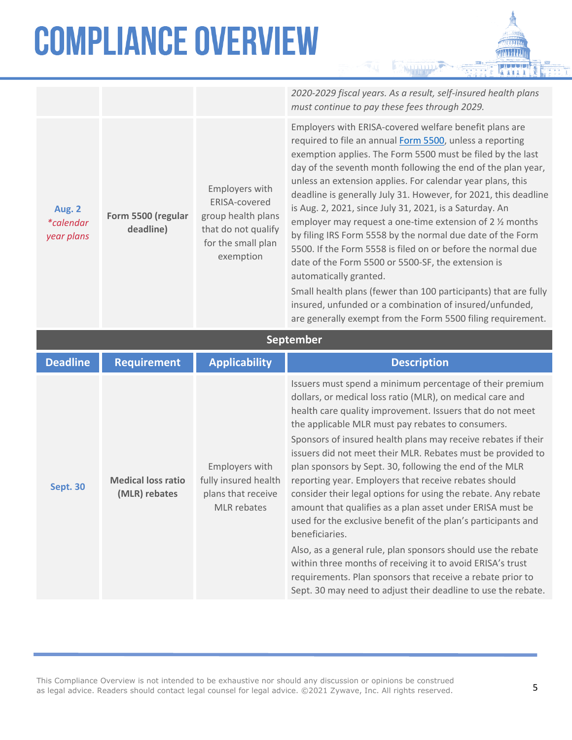| | | | *2020-2029 fiscal years. As a result, self-insured health plans must continue to pay these fees through 2029.* |
|---|---|---|---|
| **Aug. 2** *\*calendar year plans* | **Form 5500 (regular deadline)** | Employers with ERISA-covered group health plans that do not qualify for the small plan exemption | Employers with ERISA-covered welfare benefit plans are required to file an annual [Form 5500](), unless a reporting exemption applies. The Form 5500 must be filed by the last day of the seventh month following the end of the plan year, unless an extension applies. For calendar year plans, this deadline is generally July 31. However, for 2021, this deadline is Aug. 2, 2021, since July 31, 2021, is a Saturday. An employer may request a one-time extension of 2 ½ months by filing IRS Form 5558 by the normal due date of the Form 5500. If the Form 5558 is filed on or before the normal due date of the Form 5500 or 5500-SF, the extension is automatically granted.<br>Small health plans (fewer than 100 participants) that are fully insured, unfunded or a combination of insured/unfunded, are generally exempt from the Form 5500 filing requirement. |

## September

| Deadline | Requirement | Applicability | Description |
|---|---|---|---|
| **Sept. 30** | **Medical loss ratio (MLR) rebates** | Employers with fully insured health plans that receive MLR rebates | Issuers must spend a minimum percentage of their premium dollars, or medical loss ratio (MLR), on medical care and health care quality improvement. Issuers that do not meet the applicable MLR must pay rebates to consumers.<br>Sponsors of insured health plans may receive rebates if their issuers did not meet their MLR. Rebates must be provided to plan sponsors by Sept. 30, following the end of the MLR reporting year. Employers that receive rebates should consider their legal options for using the rebate. Any rebate amount that qualifies as a plan asset under ERISA must be used for the exclusive benefit of the plan's participants and beneficiaries.<br>Also, as a general rule, plan sponsors should use the rebate within three months of receiving it to avoid ERISA's trust requirements. Plan sponsors that receive a rebate prior to Sept. 30 may need to adjust their deadline to use the rebate. |

This Compliance Overview is not intended to be exhaustive nor should any discussion or opinions be construed as legal advice. Readers should contact legal counsel for legal advice. ©2021 Zywave, Inc. All rights reserved.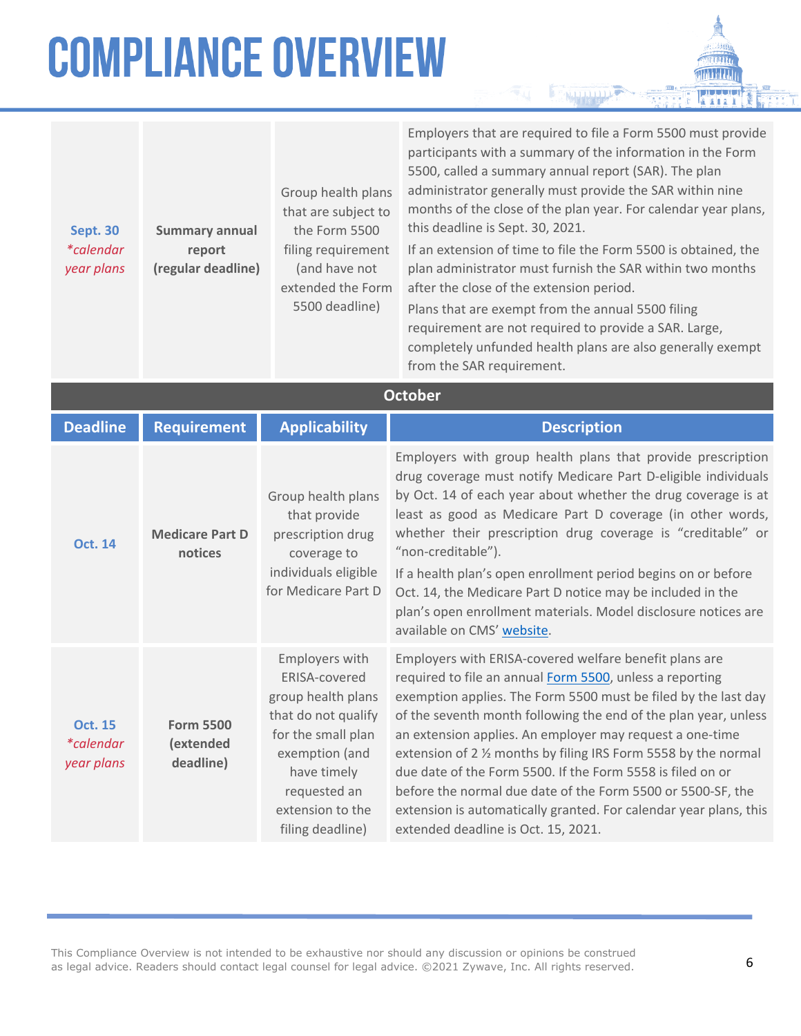| Sept. 30 *calendar year plans | Summary annual report (regular deadline) | Group health plans that are subject to the Form 5500 filing requirement (and have not extended the Form 5500 deadline) | Employers that are required to file a Form 5500 must provide participants with a summary of the information in the Form 5500, called a summary annual report (SAR). The plan administrator generally must provide the SAR within nine months of the close of the plan year. For calendar year plans, this deadline is Sept. 30, 2021.<br>If an extension of time to file the Form 5500 is obtained, the plan administrator must furnish the SAR within two months after the close of the extension period.<br>Plans that are exempt from the annual 5500 filing requirement are not required to provide a SAR. Large, completely unfunded health plans are also generally exempt from the SAR requirement. |
|---|---|---|---|

## October

| Deadline | Requirement | Applicability | Description |
|---|---|---|---|
| Oct. 14 | Medicare Part D notices | Group health plans that provide prescription drug coverage to individuals eligible for Medicare Part D | Employers with group health plans that provide prescription drug coverage must notify Medicare Part D-eligible individuals by Oct. 14 of each year about whether the drug coverage is at least as good as Medicare Part D coverage (in other words, whether their prescription drug coverage is "creditable" or "non-creditable").<br>If a health plan's open enrollment period begins on or before Oct. 14, the Medicare Part D notice may be included in the plan's open enrollment materials. Model disclosure notices are available on CMS' website. |
| Oct. 15 *calendar year plans | Form 5500 (extended deadline) | Employers with ERISA-covered group health plans that do not qualify for the small plan exemption (and have timely requested an extension to the filing deadline) | Employers with ERISA-covered welfare benefit plans are required to file an annual Form 5500, unless a reporting exemption applies. The Form 5500 must be filed by the last day of the seventh month following the end of the plan year, unless an extension applies. An employer may request a one-time extension of 2 ½ months by filing IRS Form 5558 by the normal due date of the Form 5500. If the Form 5558 is filed on or before the normal due date of the Form 5500 or 5500-SF, the extension is automatically granted. For calendar year plans, this extended deadline is Oct. 15, 2021. |

This Compliance Overview is not intended to be exhaustive nor should any discussion or opinions be construed as legal advice. Readers should contact legal counsel for legal advice. ©2021 Zywave, Inc. All rights reserved.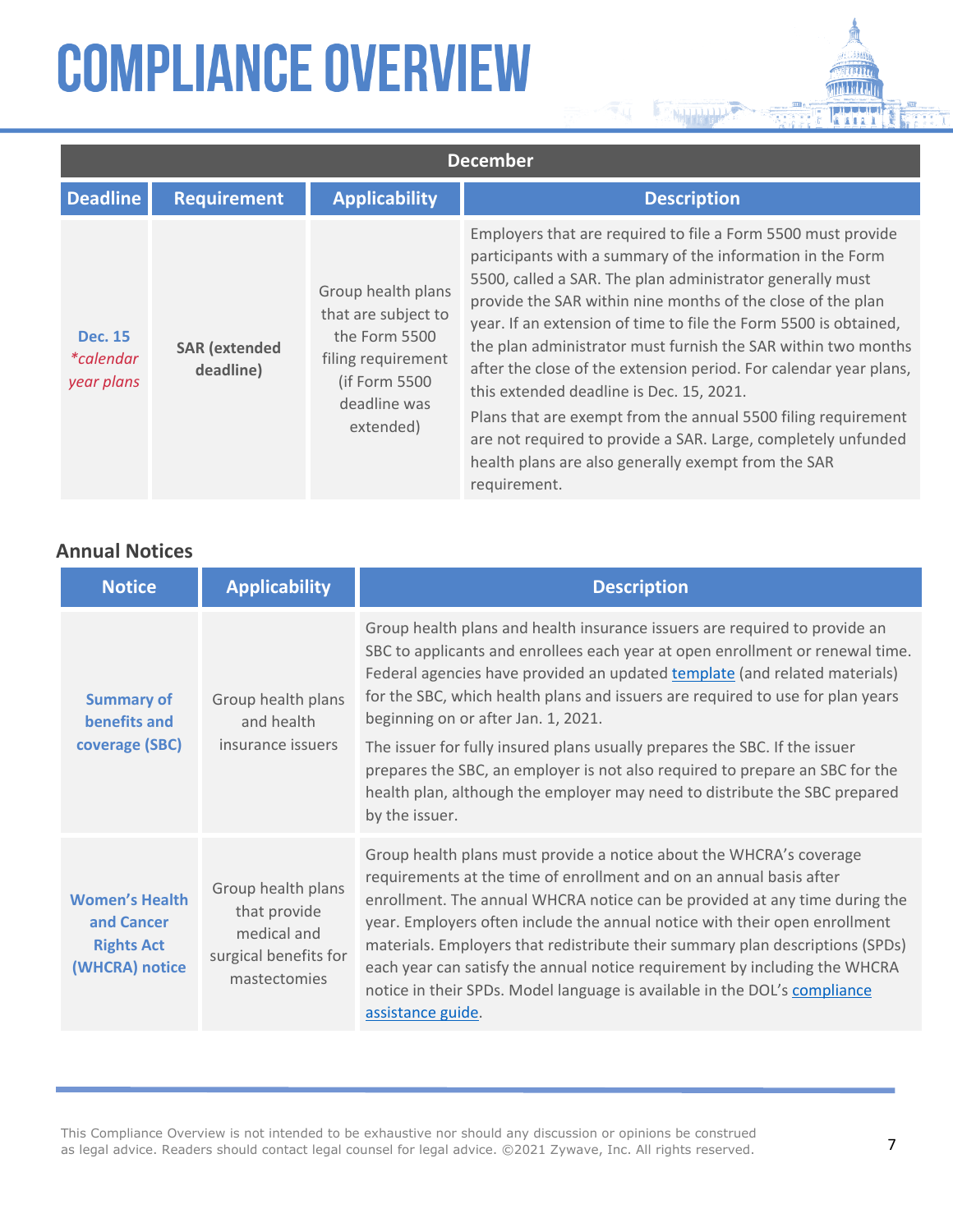# COMPLIANCE OVERVIEW

| December | | | |
|---|---|---|---|
| **Deadline** | **Requirement** | **Applicability** | **Description** |
| **Dec. 15** *\*calendar year plans* | **SAR (extended deadline)** | Group health plans that are subject to the Form 5500 filing requirement (if Form 5500 deadline was extended) | Employers that are required to file a Form 5500 must provide participants with a summary of the information in the Form 5500, called a SAR. The plan administrator generally must provide the SAR within nine months of the close of the plan year. If an extension of time to file the Form 5500 is obtained, the plan administrator must furnish the SAR within two months after the close of the extension period. For calendar year plans, this extended deadline is Dec. 15, 2021.<br><br>Plans that are exempt from the annual 5500 filing requirement are not required to provide a SAR. Large, completely unfunded health plans are also generally exempt from the SAR requirement. |

### Annual Notices

| Notice | Applicability | Description |
|---|---|---|
| **Summary of benefits and coverage (SBC)** | Group health plans and health insurance issuers | Group health plans and health insurance issuers are required to provide an SBC to applicants and enrollees each year at open enrollment or renewal time. Federal agencies have provided an updated template (and related materials) for the SBC, which health plans and issuers are required to use for plan years beginning on or after Jan. 1, 2021.<br><br>The issuer for fully insured plans usually prepares the SBC. If the issuer prepares the SBC, an employer is not also required to prepare an SBC for the health plan, although the employer may need to distribute the SBC prepared by the issuer. |
| **Women's Health and Cancer Rights Act (WHCRA) notice** | Group health plans that provide medical and surgical benefits for mastectomies | Group health plans must provide a notice about the WHCRA's coverage requirements at the time of enrollment and on an annual basis after enrollment. The annual WHCRA notice can be provided at any time during the year. Employers often include the annual notice with their open enrollment materials. Employers that redistribute their summary plan descriptions (SPDs) each year can satisfy the annual notice requirement by including the WHCRA notice in their SPDs. Model language is available in the DOL's compliance assistance guide. |

This Compliance Overview is not intended to be exhaustive nor should any discussion or opinions be construed as legal advice. Readers should contact legal counsel for legal advice. ©2021 Zywave, Inc. All rights reserved.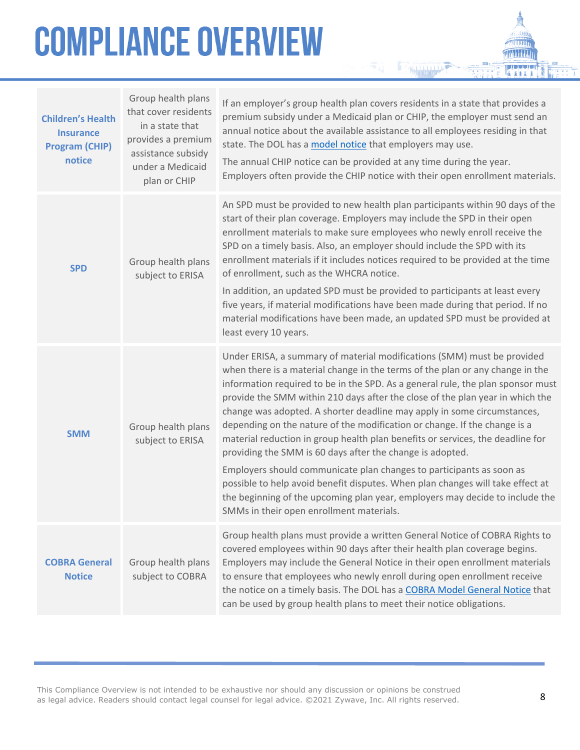# COMPLIANCE OVERVIEW

| | | |
|---|---|---|
| **Children's Health Insurance Program (CHIP) notice** | Group health plans that cover residents in a state that provides a premium assistance subsidy under a Medicaid plan or CHIP | If an employer's group health plan covers residents in a state that provides a premium subsidy under a Medicaid plan or CHIP, the employer must send an annual notice about the available assistance to all employees residing in that state. The DOL has a model notice that employers may use.<br><br>The annual CHIP notice can be provided at any time during the year. Employers often provide the CHIP notice with their open enrollment materials. |
| **SPD** | Group health plans subject to ERISA | An SPD must be provided to new health plan participants within 90 days of the start of their plan coverage. Employers may include the SPD in their open enrollment materials to make sure employees who newly enroll receive the SPD on a timely basis. Also, an employer should include the SPD with its enrollment materials if it includes notices required to be provided at the time of enrollment, such as the WHCRA notice.<br><br>In addition, an updated SPD must be provided to participants at least every five years, if material modifications have been made during that period. If no material modifications have been made, an updated SPD must be provided at least every 10 years. |
| **SMM** | Group health plans subject to ERISA | Under ERISA, a summary of material modifications (SMM) must be provided when there is a material change in the terms of the plan or any change in the information required to be in the SPD. As a general rule, the plan sponsor must provide the SMM within 210 days after the close of the plan year in which the change was adopted. A shorter deadline may apply in some circumstances, depending on the nature of the modification or change. If the change is a material reduction in group health plan benefits or services, the deadline for providing the SMM is 60 days after the change is adopted.<br><br>Employers should communicate plan changes to participants as soon as possible to help avoid benefit disputes. When plan changes will take effect at the beginning of the upcoming plan year, employers may decide to include the SMMs in their open enrollment materials. |
| **COBRA General Notice** | Group health plans subject to COBRA | Group health plans must provide a written General Notice of COBRA Rights to covered employees within 90 days after their health plan coverage begins. Employers may include the General Notice in their open enrollment materials to ensure that employees who newly enroll during open enrollment receive the notice on a timely basis. The DOL has a COBRA Model General Notice that can be used by group health plans to meet their notice obligations. |

This Compliance Overview is not intended to be exhaustive nor should any discussion or opinions be construed as legal advice. Readers should contact legal counsel for legal advice. ©2021 Zywave, Inc. All rights reserved.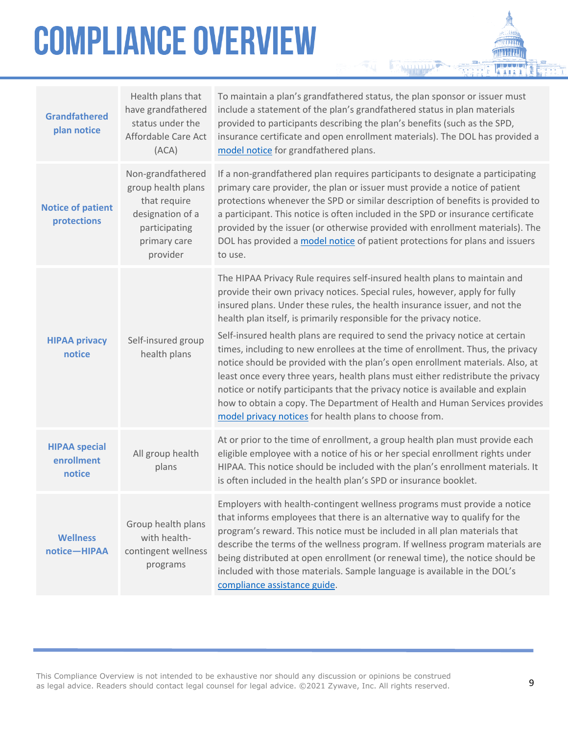# COMPLIANCE OVERVIEW

| | | |
|---|---|---|
| **Grandfathered plan notice** | Health plans that have grandfathered status under the Affordable Care Act (ACA) | To maintain a plan's grandfathered status, the plan sponsor or issuer must include a statement of the plan's grandfathered status in plan materials provided to participants describing the plan's benefits (such as the SPD, insurance certificate and open enrollment materials). The DOL has provided a model notice for grandfathered plans. |
| **Notice of patient protections** | Non-grandfathered group health plans that require designation of a participating primary care provider | If a non-grandfathered plan requires participants to designate a participating primary care provider, the plan or issuer must provide a notice of patient protections whenever the SPD or similar description of benefits is provided to a participant. This notice is often included in the SPD or insurance certificate provided by the issuer (or otherwise provided with enrollment materials). The DOL has provided a model notice of patient protections for plans and issuers to use. |
| **HIPAA privacy notice** | Self-insured group health plans | The HIPAA Privacy Rule requires self-insured health plans to maintain and provide their own privacy notices. Special rules, however, apply for fully insured plans. Under these rules, the health insurance issuer, and not the health plan itself, is primarily responsible for the privacy notice. <br><br> Self-insured health plans are required to send the privacy notice at certain times, including to new enrollees at the time of enrollment. Thus, the privacy notice should be provided with the plan's open enrollment materials. Also, at least once every three years, health plans must either redistribute the privacy notice or notify participants that the privacy notice is available and explain how to obtain a copy. The Department of Health and Human Services provides model privacy notices for health plans to choose from. |
| **HIPAA special enrollment notice** | All group health plans | At or prior to the time of enrollment, a group health plan must provide each eligible employee with a notice of his or her special enrollment rights under HIPAA. This notice should be included with the plan's enrollment materials. It is often included in the health plan's SPD or insurance booklet. |
| **Wellness notice—HIPAA** | Group health plans with health-contingent wellness programs | Employers with health-contingent wellness programs must provide a notice that informs employees that there is an alternative way to qualify for the program's reward. This notice must be included in all plan materials that describe the terms of the wellness program. If wellness program materials are being distributed at open enrollment (or renewal time), the notice should be included with those materials. Sample language is available in the DOL's compliance assistance guide. |

This Compliance Overview is not intended to be exhaustive nor should any discussion or opinions be construed as legal advice. Readers should contact legal counsel for legal advice. ©2021 Zywave, Inc. All rights reserved.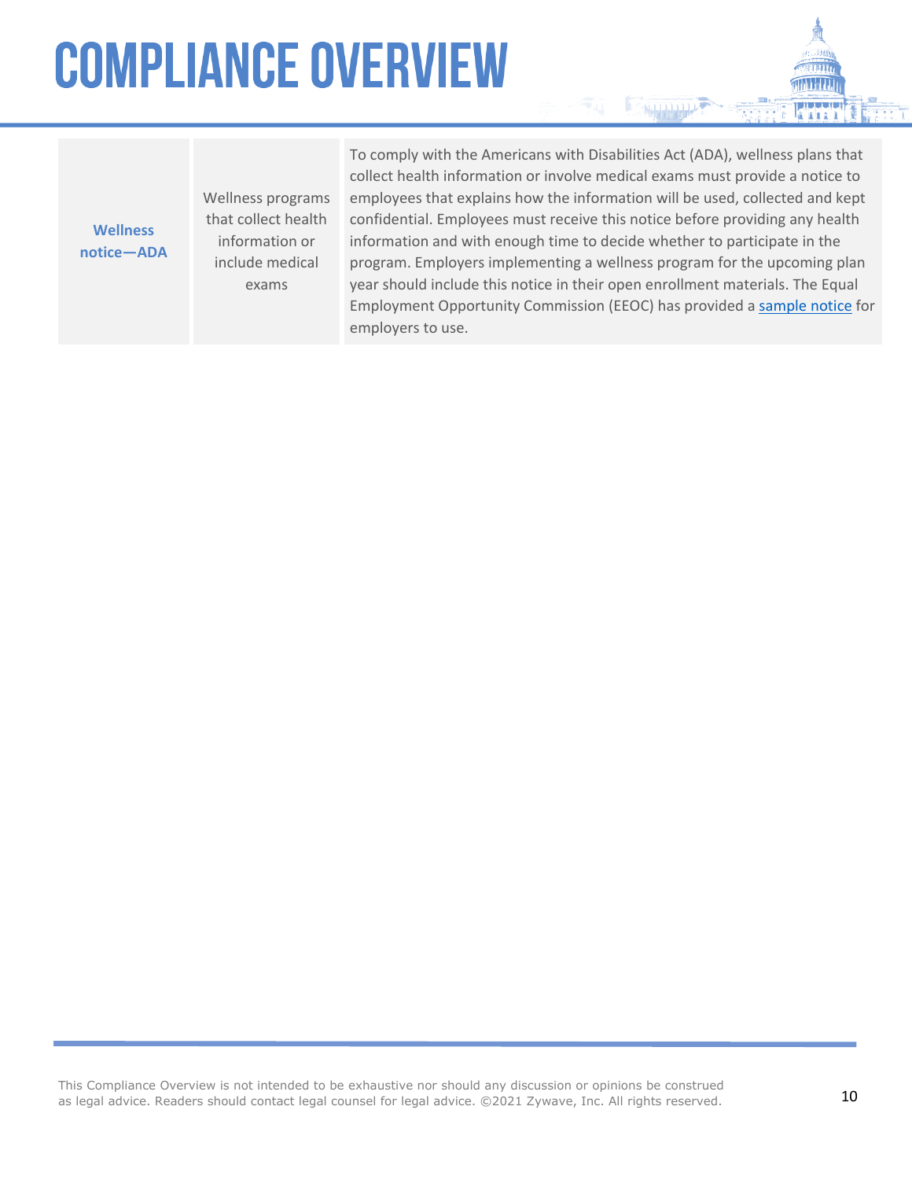| | | |
|---|---|---|
| **Wellness notice—ADA** | Wellness programs that collect health information or include medical exams | To comply with the Americans with Disabilities Act (ADA), wellness plans that collect health information or involve medical exams must provide a notice to employees that explains how the information will be used, collected and kept confidential. Employees must receive this notice before providing any health information and with enough time to decide whether to participate in the program. Employers implementing a wellness program for the upcoming plan year should include this notice in their open enrollment materials. The Equal Employment Opportunity Commission (EEOC) has provided a sample notice for employers to use. |

This Compliance Overview is not intended to be exhaustive nor should any discussion or opinions be construed as legal advice. Readers should contact legal counsel for legal advice. ©2021 Zywave, Inc. All rights reserved.